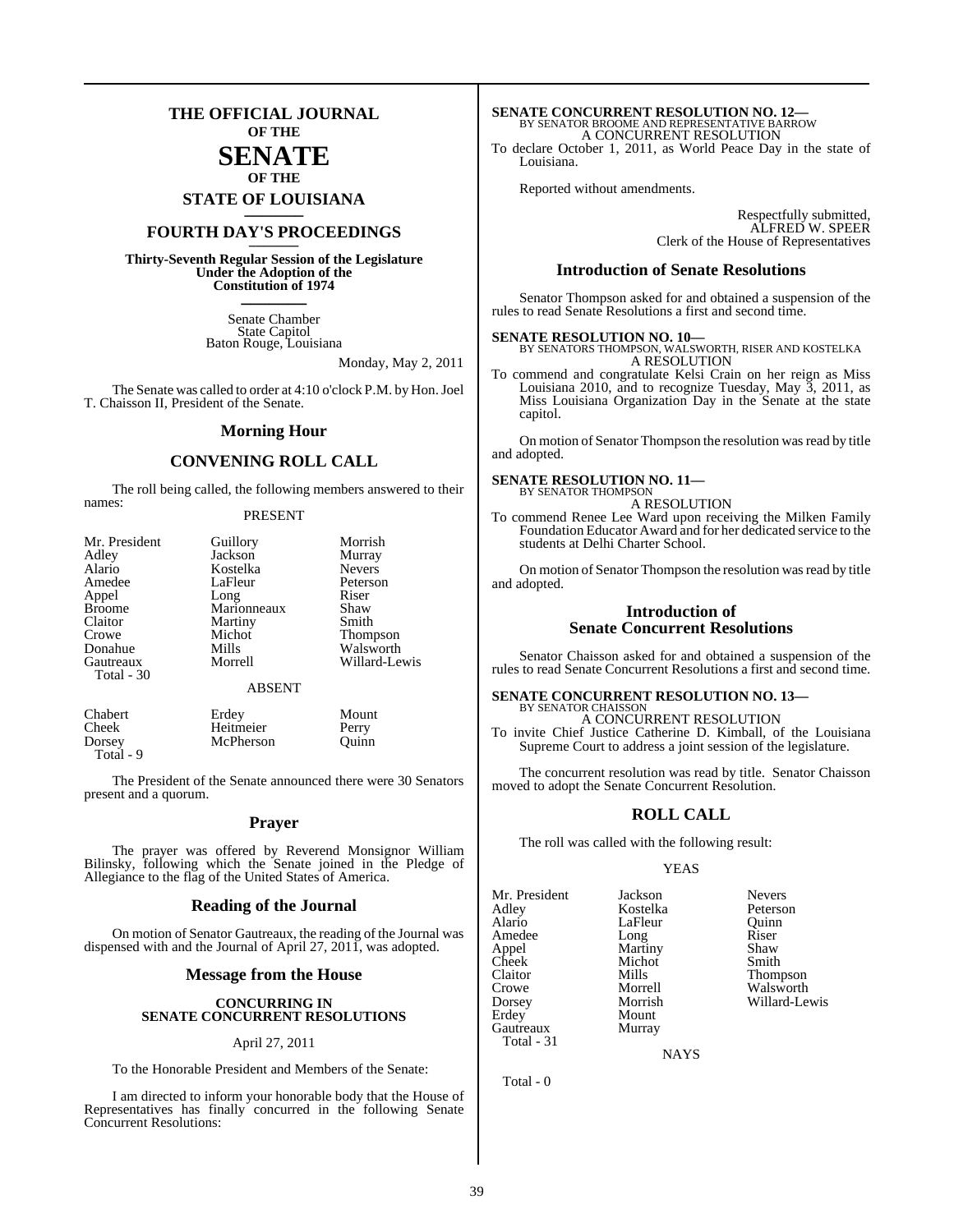# THE OFFICIAL JOURNAL OF THE SENATE OF THE STATE OF LOUISIANA

## FOURTH DAY'S PROCEEDINGS

**Thirty-Seventh Regular Session of the Legislature Under the Adoption of the Constitution of 1974**

Senate Chamber
State Capitol
Baton Rouge, Louisiana

Monday, May 2, 2011

The Senate was called to order at 4:10 o'clock P.M. by Hon. Joel T. Chaisson II, President of the Senate.

## Morning Hour

## CONVENING ROLL CALL

The roll being called, the following members answered to their names:

PRESENT

| | | |
|---|---|---|
| Mr. President | Guillory | Morrish |
| Adley | Jackson | Murray |
| Alario | Kostelka | Nevers |
| Amedee | LaFleur | Peterson |
| Appel | Long | Riser |
| Broome | Marionneaux | Shaw |
| Claitor | Martiny | Smith |
| Crowe | Michot | Thompson |
| Donahue | Mills | Walsworth |
| Gautreaux | Morrell | Willard-Lewis |
| Total - 30 | | |

ABSENT

| | | |
|---|---|---|
| Chabert | Erdey | Mount |
| Cheek | Heitmeier | Perry |
| Dorsey | McPherson | Quinn |
| Total - 9 | | |

The President of the Senate announced there were 30 Senators present and a quorum.

## Prayer

The prayer was offered by Reverend Monsignor William Bilinsky, following which the Senate joined in the Pledge of Allegiance to the flag of the United States of America.

## Reading of the Journal

On motion of Senator Gautreaux, the reading of the Journal was dispensed with and the Journal of April 27, 2011, was adopted.

## Message from the House

### CONCURRING IN SENATE CONCURRENT RESOLUTIONS

April 27, 2011

To the Honorable President and Members of the Senate:

I am directed to inform your honorable body that the House of Representatives has finally concurred in the following Senate Concurrent Resolutions:

**SENATE CONCURRENT RESOLUTION NO. 12—**
BY SENATOR BROOME AND REPRESENTATIVE BARROW
A CONCURRENT RESOLUTION
To declare October 1, 2011, as World Peace Day in the state of Louisiana.

Reported without amendments.

Respectfully submitted,
ALFRED W. SPEER
Clerk of the House of Representatives

## Introduction of Senate Resolutions

Senator Thompson asked for and obtained a suspension of the rules to read Senate Resolutions a first and second time.

**SENATE RESOLUTION NO. 10—**
BY SENATORS THOMPSON, WALSWORTH, RISER AND KOSTELKA
A RESOLUTION
To commend and congratulate Kelsi Crain on her reign as Miss Louisiana 2010, and to recognize Tuesday, May 3, 2011, as Miss Louisiana Organization Day in the Senate at the state capitol.

On motion of Senator Thompson the resolution was read by title and adopted.

**SENATE RESOLUTION NO. 11—**
BY SENATOR THOMPSON
A RESOLUTION
To commend Renee Lee Ward upon receiving the Milken Family Foundation Educator Award and for her dedicated service to the students at Delhi Charter School.

On motion of Senator Thompson the resolution was read by title and adopted.

## Introduction of Senate Concurrent Resolutions

Senator Chaisson asked for and obtained a suspension of the rules to read Senate Concurrent Resolutions a first and second time.

**SENATE CONCURRENT RESOLUTION NO. 13—**
BY SENATOR CHAISSON
A CONCURRENT RESOLUTION
To invite Chief Justice Catherine D. Kimball, of the Louisiana Supreme Court to address a joint session of the legislature.

The concurrent resolution was read by title. Senator Chaisson moved to adopt the Senate Concurrent Resolution.

## ROLL CALL

The roll was called with the following result:

YEAS

| | | |
|---|---|---|
| Mr. President | Jackson | Nevers |
| Adley | Kostelka | Peterson |
| Alario | LaFleur | Quinn |
| Amedee | Long | Riser |
| Appel | Martiny | Shaw |
| Cheek | Michot | Smith |
| Claitor | Mills | Thompson |
| Crowe | Morrell | Walsworth |
| Dorsey | Morrish | Willard-Lewis |
| Erdey | Mount | |
| Gautreaux | Murray | |
| Total - 31 | | |

NAYS

Total - 0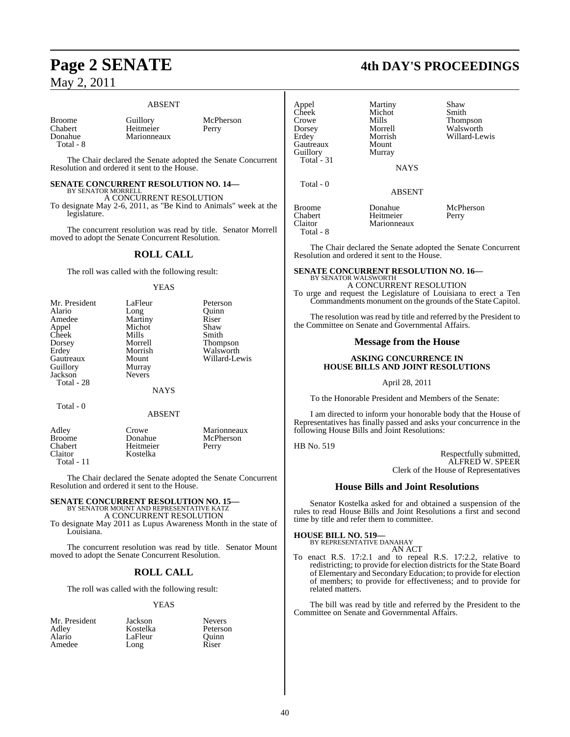### ABSENT

| | | |
|---|---|---|
| Broome | Guillory | McPherson |
| Chabert | Heitmeier | Perry |
| Donahue | Marionneaux | |
| Total - 8 | | |

The Chair declared the Senate adopted the Senate Concurrent Resolution and ordered it sent to the House.

**SENATE CONCURRENT RESOLUTION NO. 14—**
BY SENATOR MORRELL
A CONCURRENT RESOLUTION
To designate May 2-6, 2011, as "Be Kind to Animals" week at the legislature.

The concurrent resolution was read by title. Senator Morrell moved to adopt the Senate Concurrent Resolution.

## ROLL CALL

The roll was called with the following result:

### YEAS

| | | |
|---|---|---|
| Mr. President | LaFleur | Peterson |
| Alario | Long | Quinn |
| Amedee | Martiny | Riser |
| Appel | Michot | Shaw |
| Cheek | Mills | Smith |
| Dorsey | Morrell | Thompson |
| Erdey | Morrish | Walsworth |
| Gautreaux | Mount | Willard-Lewis |
| Guillory | Murray | |
| Jackson | Nevers | |
| Total - 28 | | |

### NAYS

Total - 0

### ABSENT

| | | |
|---|---|---|
| Adley | Crowe | Marionneaux |
| Broome | Donahue | McPherson |
| Chabert | Heitmeier | Perry |
| Claitor | Kostelka | |
| Total - 11 | | |

The Chair declared the Senate adopted the Senate Concurrent Resolution and ordered it sent to the House.

**SENATE CONCURRENT RESOLUTION NO. 15—**
BY SENATOR MOUNT AND REPRESENTATIVE KATZ
A CONCURRENT RESOLUTION
To designate May 2011 as Lupus Awareness Month in the state of Louisiana.

The concurrent resolution was read by title. Senator Mount moved to adopt the Senate Concurrent Resolution.

## ROLL CALL

The roll was called with the following result:

### YEAS

| | | |
|---|---|---|
| Mr. President | Jackson | Nevers |
| Adley | Kostelka | Peterson |
| Alario | LaFleur | Quinn |
| Amedee | Long | Riser |
| Appel | Martiny | Shaw |
| Cheek | Michot | Smith |
| Crowe | Mills | Thompson |
| Dorsey | Morrell | Walsworth |
| Erdey | Morrish | Willard-Lewis |
| Gautreaux | Mount | |
| Guillory | Murray | |
| Total - 31 | | |

### NAYS

Total - 0

### ABSENT

| | | |
|---|---|---|
| Broome | Donahue | McPherson |
| Chabert | Heitmeier | Perry |
| Claitor | Marionneaux | |
| Total - 8 | | |

The Chair declared the Senate adopted the Senate Concurrent Resolution and ordered it sent to the House.

**SENATE CONCURRENT RESOLUTION NO. 16—**
BY SENATOR WALSWORTH
A CONCURRENT RESOLUTION
To urge and request the Legislature of Louisiana to erect a Ten Commandments monument on the grounds of the State Capitol.

The resolution was read by title and referred by the President to the Committee on Senate and Governmental Affairs.

## Message from the House

**ASKING CONCURRENCE IN HOUSE BILLS AND JOINT RESOLUTIONS**

April 28, 2011

To the Honorable President and Members of the Senate:

I am directed to inform your honorable body that the House of Representatives has finally passed and asks your concurrence in the following House Bills and Joint Resolutions:

HB No. 519

Respectfully submitted,
ALFRED W. SPEER
Clerk of the House of Representatives

## House Bills and Joint Resolutions

Senator Kostelka asked for and obtained a suspension of the rules to read House Bills and Joint Resolutions a first and second time by title and refer them to committee.

**HOUSE BILL NO. 519—**
BY REPRESENTATIVE DANAHAY
AN ACT
To enact R.S. 17:2.1 and to repeal R.S. 17:2.2, relative to redistricting; to provide for election districts for the State Board of Elementary and Secondary Education; to provide for election of members; to provide for effectiveness; and to provide for related matters.

The bill was read by title and referred by the President to the Committee on Senate and Governmental Affairs.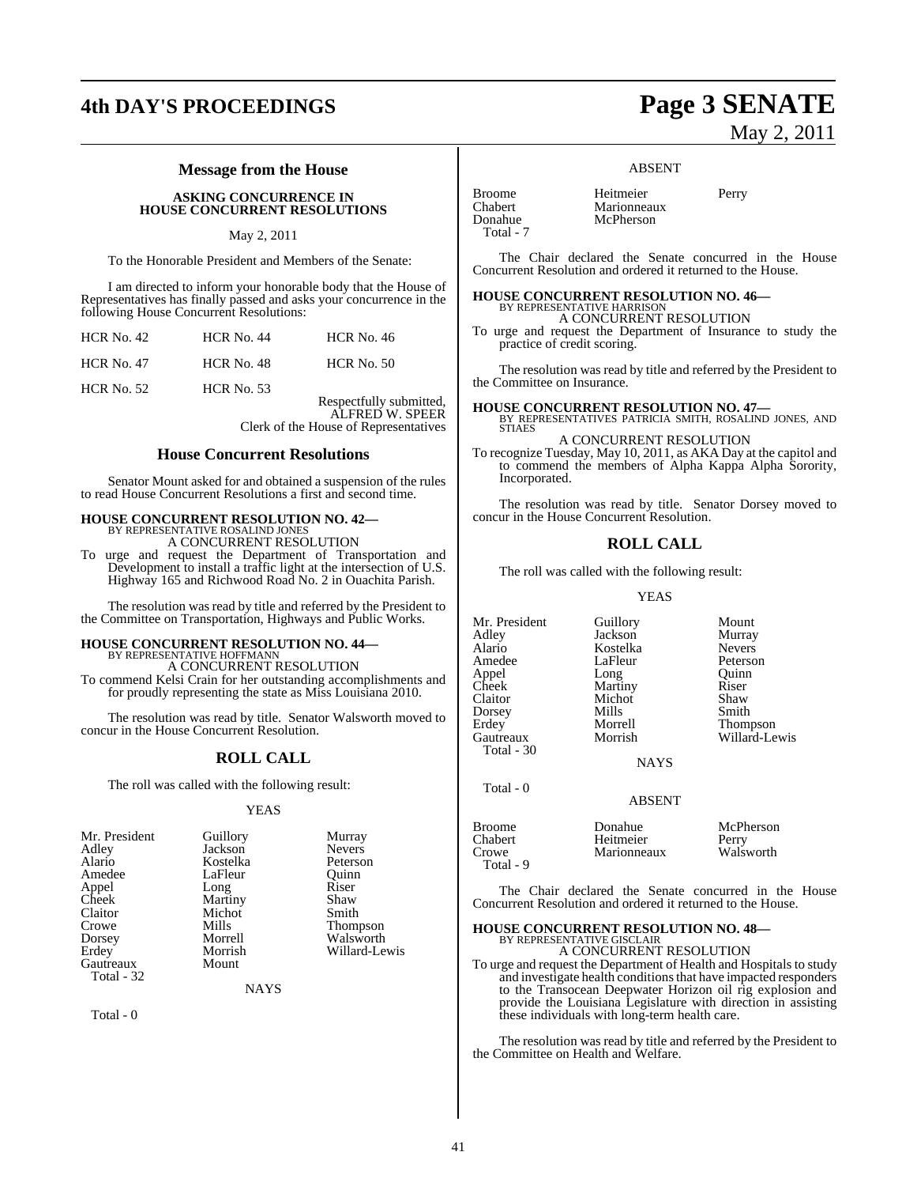## Message from the House

### ASKING CONCURRENCE IN HOUSE CONCURRENT RESOLUTIONS

May 2, 2011

To the Honorable President and Members of the Senate:

I am directed to inform your honorable body that the House of Representatives has finally passed and asks your concurrence in the following House Concurrent Resolutions:

| | | |
|---|---|---|
| HCR No. 42 | HCR No. 44 | HCR No. 46 |
| HCR No. 47 | HCR No. 48 | HCR No. 50 |
| HCR No. 52 | HCR No. 53 | |

Respectfully submitted,
ALFRED W. SPEER
Clerk of the House of Representatives

## House Concurrent Resolutions

Senator Mount asked for and obtained a suspension of the rules to read House Concurrent Resolutions a first and second time.

**HOUSE CONCURRENT RESOLUTION NO. 42—**
BY REPRESENTATIVE ROSALIND JONES
A CONCURRENT RESOLUTION

To urge and request the Department of Transportation and Development to install a traffic light at the intersection of U.S. Highway 165 and Richwood Road No. 2 in Ouachita Parish.

The resolution was read by title and referred by the President to the Committee on Transportation, Highways and Public Works.

**HOUSE CONCURRENT RESOLUTION NO. 44—**
BY REPRESENTATIVE HOFFMANN
A CONCURRENT RESOLUTION

To commend Kelsi Crain for her outstanding accomplishments and for proudly representing the state as Miss Louisiana 2010.

The resolution was read by title. Senator Walsworth moved to concur in the House Concurrent Resolution.

## ROLL CALL

The roll was called with the following result:

YEAS

| | | |
|---|---|---|
| Mr. President | Guillory | Murray |
| Adley | Jackson | Nevers |
| Alario | Kostelka | Peterson |
| Amedee | LaFleur | Quinn |
| Appel | Long | Riser |
| Cheek | Martiny | Shaw |
| Claitor | Michot | Smith |
| Crowe | Mills | Thompson |
| Dorsey | Morrell | Walsworth |
| Erdey | Morrish | Willard-Lewis |
| Gautreaux | Mount | |

Total - 32

NAYS

Total - 0

ABSENT

| | | |
|---|---|---|
| Broome | Heitmeier | Perry |
| Chabert | Marionneaux | |
| Donahue | McPherson | |

Total - 7

The Chair declared the Senate concurred in the House Concurrent Resolution and ordered it returned to the House.

**HOUSE CONCURRENT RESOLUTION NO. 46—**
BY REPRESENTATIVE HARRISON
A CONCURRENT RESOLUTION

To urge and request the Department of Insurance to study the practice of credit scoring.

The resolution was read by title and referred by the President to the Committee on Insurance.

**HOUSE CONCURRENT RESOLUTION NO. 47—**
BY REPRESENTATIVES PATRICIA SMITH, ROSALIND JONES, AND STIAES
A CONCURRENT RESOLUTION

To recognize Tuesday, May 10, 2011, as AKA Day at the capitol and to commend the members of Alpha Kappa Alpha Sorority, Incorporated.

The resolution was read by title. Senator Dorsey moved to concur in the House Concurrent Resolution.

## ROLL CALL

The roll was called with the following result:

YEAS

| | | |
|---|---|---|
| Mr. President | Guillory | Mount |
| Adley | Jackson | Murray |
| Alario | Kostelka | Nevers |
| Amedee | LaFleur | Peterson |
| Appel | Long | Quinn |
| Cheek | Martiny | Riser |
| Claitor | Michot | Shaw |
| Dorsey | Mills | Smith |
| Erdey | Morrell | Thompson |
| Gautreaux | Morrish | Willard-Lewis |

Total - 30

NAYS

Total - 0

ABSENT

| | | |
|---|---|---|
| Broome | Donahue | McPherson |
| Chabert | Heitmeier | Perry |
| Crowe | Marionneaux | Walsworth |

Total - 9

The Chair declared the Senate concurred in the House Concurrent Resolution and ordered it returned to the House.

**HOUSE CONCURRENT RESOLUTION NO. 48—**
BY REPRESENTATIVE GISCLAIR
A CONCURRENT RESOLUTION

To urge and request the Department of Health and Hospitals to study and investigate health conditions that have impacted responders to the Transocean Deepwater Horizon oil rig explosion and provide the Louisiana Legislature with direction in assisting these individuals with long-term health care.

The resolution was read by title and referred by the President to the Committee on Health and Welfare.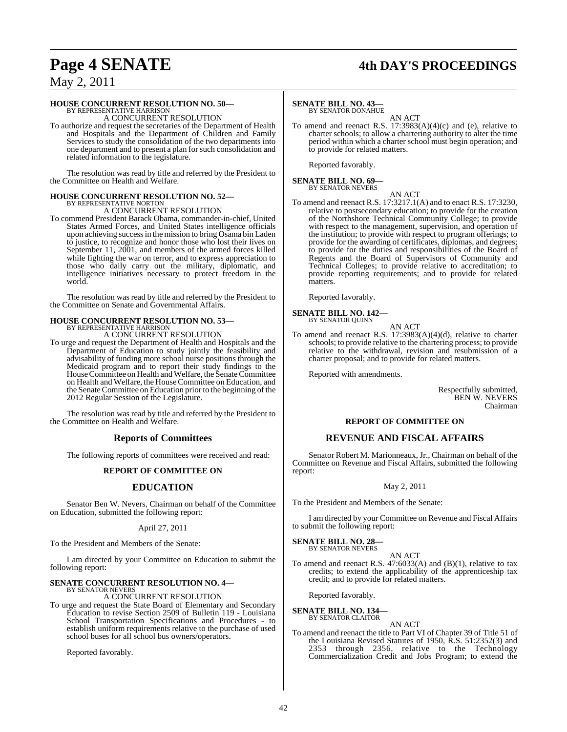**HOUSE CONCURRENT RESOLUTION NO. 50—**
BY REPRESENTATIVE HARRISON
A CONCURRENT RESOLUTION

To authorize and request the secretaries of the Department of Health and Hospitals and the Department of Children and Family Services to study the consolidation of the two departments into one department and to present a plan for such consolidation and related information to the legislature.

The resolution was read by title and referred by the President to the Committee on Health and Welfare.

**HOUSE CONCURRENT RESOLUTION NO. 52—**
BY REPRESENTATIVE NORTON
A CONCURRENT RESOLUTION

To commend President Barack Obama, commander-in-chief, United States Armed Forces, and United States intelligence officials upon achieving success in the mission to bring Osama bin Laden to justice, to recognize and honor those who lost their lives on September 11, 2001, and members of the armed forces killed while fighting the war on terror, and to express appreciation to those who daily carry out the military, diplomatic, and intelligence initiatives necessary to protect freedom in the world.

The resolution was read by title and referred by the President to the Committee on Senate and Governmental Affairs.

**HOUSE CONCURRENT RESOLUTION NO. 53—**
BY REPRESENTATIVE HARRISON
A CONCURRENT RESOLUTION

To urge and request the Department of Health and Hospitals and the Department of Education to study jointly the feasibility and advisability of funding more school nurse positions through the Medicaid program and to report their study findings to the House Committee on Health and Welfare, the Senate Committee on Health and Welfare, the House Committee on Education, and the Senate Committee on Education prior to the beginning of the 2012 Regular Session of the Legislature.

The resolution was read by title and referred by the President to the Committee on Health and Welfare.

## Reports of Committees

The following reports of committees were received and read:

### REPORT OF COMMITTEE ON

## EDUCATION

Senator Ben W. Nevers, Chairman on behalf of the Committee on Education, submitted the following report:

April 27, 2011

To the President and Members of the Senate:

I am directed by your Committee on Education to submit the following report:

**SENATE CONCURRENT RESOLUTION NO. 4—**
BY SENATOR NEVERS
A CONCURRENT RESOLUTION

To urge and request the State Board of Elementary and Secondary Education to revise Section 2509 of Bulletin 119 - Louisiana School Transportation Specifications and Procedures - to establish uniform requirements relative to the purchase of used school buses for all school bus owners/operators.

Reported favorably.

**SENATE BILL NO. 43—**
BY SENATOR DONAHUE
AN ACT

To amend and reenact R.S. 17:3983(A)(4)(c) and (e), relative to charter schools; to allow a chartering authority to alter the time period within which a charter school must begin operation; and to provide for related matters.

Reported favorably.

**SENATE BILL NO. 69—**
BY SENATOR NEVERS
AN ACT

To amend and reenact R.S. 17:3217.1(A) and to enact R.S. 17:3230, relative to postsecondary education; to provide for the creation of the Northshore Technical Community College; to provide with respect to the management, supervision, and operation of the institution; to provide with respect to program offerings; to provide for the awarding of certificates, diplomas, and degrees; to provide for the duties and responsibilities of the Board of Regents and the Board of Supervisors of Community and Technical Colleges; to provide relative to accreditation; to provide reporting requirements; and to provide for related matters.

Reported favorably.

**SENATE BILL NO. 142—**
BY SENATOR QUINN
AN ACT

To amend and reenact R.S. 17:3983(A)(4)(d), relative to charter schools; to provide relative to the chartering process; to provide relative to the withdrawal, revision and resubmission of a charter proposal; and to provide for related matters.

Reported with amendments.

Respectfully submitted,
BEN W. NEVERS
Chairman

### REPORT OF COMMITTEE ON

## REVENUE AND FISCAL AFFAIRS

Senator Robert M. Marionneaux, Jr., Chairman on behalf of the Committee on Revenue and Fiscal Affairs, submitted the following report:

May 2, 2011

To the President and Members of the Senate:

I am directed by your Committee on Revenue and Fiscal Affairs to submit the following report:

**SENATE BILL NO. 28—**
BY SENATOR NEVERS
AN ACT

To amend and reenact R.S. 47:6033(A) and (B)(1), relative to tax credits; to extend the applicability of the apprenticeship tax credit; and to provide for related matters.

Reported favorably.

**SENATE BILL NO. 134—**
BY SENATOR CLAITOR
AN ACT

To amend and reenact the title to Part VI of Chapter 39 of Title 51 of the Louisiana Revised Statutes of 1950, R.S. 51:2352(3) and 2353 through 2356, relative to the Technology Commercialization Credit and Jobs Program; to extend the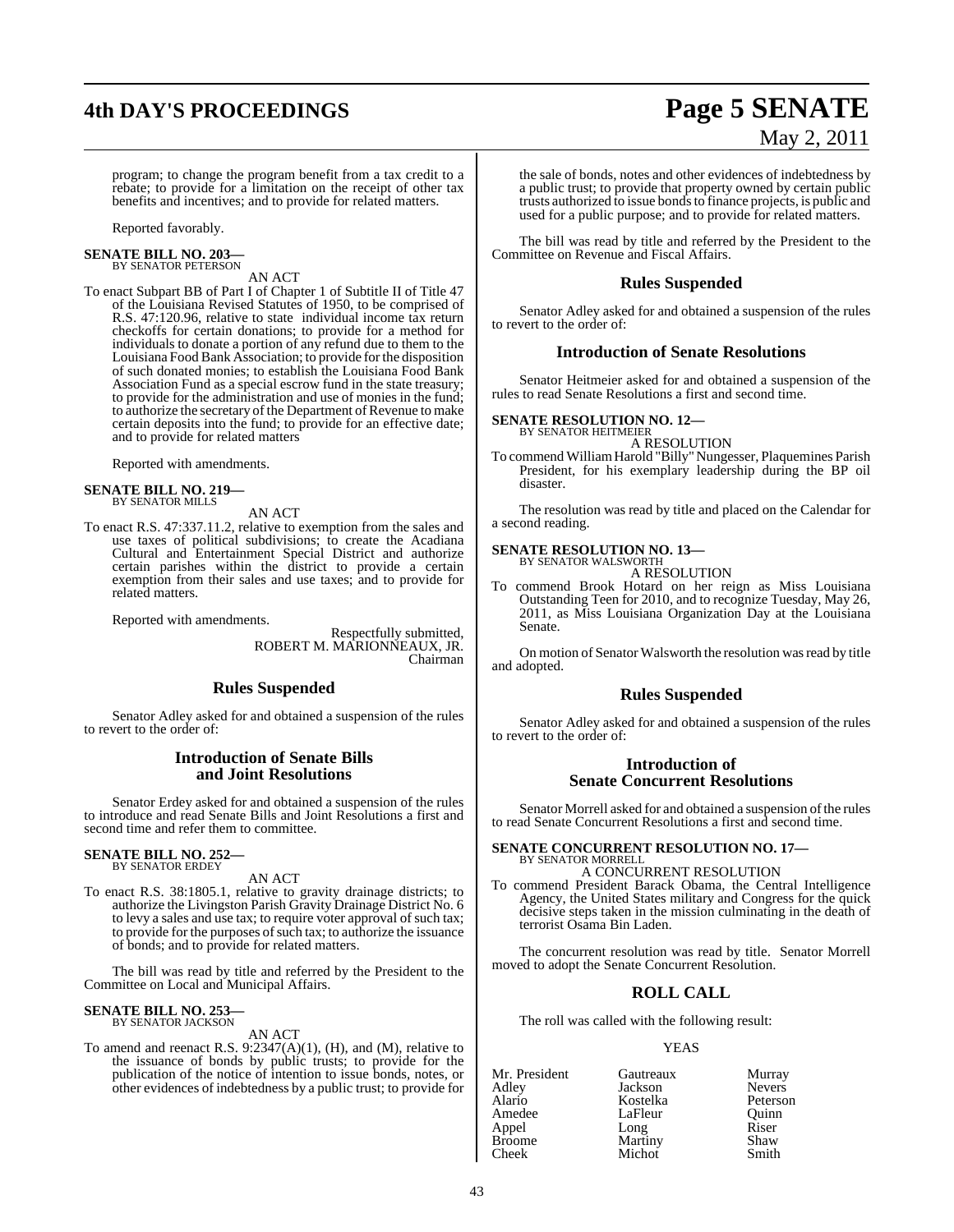program; to change the program benefit from a tax credit to a rebate; to provide for a limitation on the receipt of other tax benefits and incentives; and to provide for related matters.

Reported favorably.

**SENATE BILL NO. 203—**
BY SENATOR PETERSON

AN ACT

To enact Subpart BB of Part I of Chapter 1 of Subtitle II of Title 47 of the Louisiana Revised Statutes of 1950, to be comprised of R.S. 47:120.96, relative to state individual income tax return checkoffs for certain donations; to provide for a method for individuals to donate a portion of any refund due to them to the Louisiana Food Bank Association; to provide for the disposition of such donated monies; to establish the Louisiana Food Bank Association Fund as a special escrow fund in the state treasury; to provide for the administration and use of monies in the fund; to authorize the secretary of the Department of Revenue to make certain deposits into the fund; to provide for an effective date; and to provide for related matters

Reported with amendments.

**SENATE BILL NO. 219—**
BY SENATOR MILLS

AN ACT

To enact R.S. 47:337.11.2, relative to exemption from the sales and use taxes of political subdivisions; to create the Acadiana Cultural and Entertainment Special District and authorize certain parishes within the district to provide a certain exemption from their sales and use taxes; and to provide for related matters.

Reported with amendments.

Respectfully submitted,
ROBERT M. MARIONNEAUX, JR.
Chairman

## Rules Suspended

Senator Adley asked for and obtained a suspension of the rules to revert to the order of:

## Introduction of Senate Bills and Joint Resolutions

Senator Erdey asked for and obtained a suspension of the rules to introduce and read Senate Bills and Joint Resolutions a first and second time and refer them to committee.

**SENATE BILL NO. 252—**
BY SENATOR ERDEY

AN ACT

To enact R.S. 38:1805.1, relative to gravity drainage districts; to authorize the Livingston Parish Gravity Drainage District No. 6 to levy a sales and use tax; to require voter approval of such tax; to provide for the purposes of such tax; to authorize the issuance of bonds; and to provide for related matters.

The bill was read by title and referred by the President to the Committee on Local and Municipal Affairs.

**SENATE BILL NO. 253—**
BY SENATOR JACKSON

AN ACT

To amend and reenact R.S. 9:2347(A)(1), (H), and (M), relative to the issuance of bonds by public trusts; to provide for the publication of the notice of intention to issue bonds, notes, or other evidences of indebtedness by a public trust; to provide for the sale of bonds, notes and other evidences of indebtedness by a public trust; to provide that property owned by certain public trusts authorized to issue bonds to finance projects, is public and used for a public purpose; and to provide for related matters.

The bill was read by title and referred by the President to the Committee on Revenue and Fiscal Affairs.

## Rules Suspended

Senator Adley asked for and obtained a suspension of the rules to revert to the order of:

## Introduction of Senate Resolutions

Senator Heitmeier asked for and obtained a suspension of the rules to read Senate Resolutions a first and second time.

**SENATE RESOLUTION NO. 12—**
BY SENATOR HEITMEIER

A RESOLUTION

To commend William Harold "Billy" Nungesser, Plaquemines Parish President, for his exemplary leadership during the BP oil disaster.

The resolution was read by title and placed on the Calendar for a second reading.

**SENATE RESOLUTION NO. 13—**
BY SENATOR WALSWORTH

A RESOLUTION

To commend Brook Hotard on her reign as Miss Louisiana Outstanding Teen for 2010, and to recognize Tuesday, May 26, 2011, as Miss Louisiana Organization Day at the Louisiana Senate.

On motion of Senator Walsworth the resolution was read by title and adopted.

## Rules Suspended

Senator Adley asked for and obtained a suspension of the rules to revert to the order of:

## Introduction of Senate Concurrent Resolutions

Senator Morrell asked for and obtained a suspension of the rules to read Senate Concurrent Resolutions a first and second time.

**SENATE CONCURRENT RESOLUTION NO. 17—**
BY SENATOR MORRELL

A CONCURRENT RESOLUTION

To commend President Barack Obama, the Central Intelligence Agency, the United States military and Congress for the quick decisive steps taken in the mission culminating in the death of terrorist Osama Bin Laden.

The concurrent resolution was read by title. Senator Morrell moved to adopt the Senate Concurrent Resolution.

## ROLL CALL

The roll was called with the following result:

YEAS

| | | |
|---|---|---|
| Mr. President | Gautreaux | Murray |
| Adley | Jackson | Nevers |
| Alario | Kostelka | Peterson |
| Amedee | LaFleur | Quinn |
| Appel | Long | Riser |
| Broome | Martiny | Shaw |
| Cheek | Michot | Smith |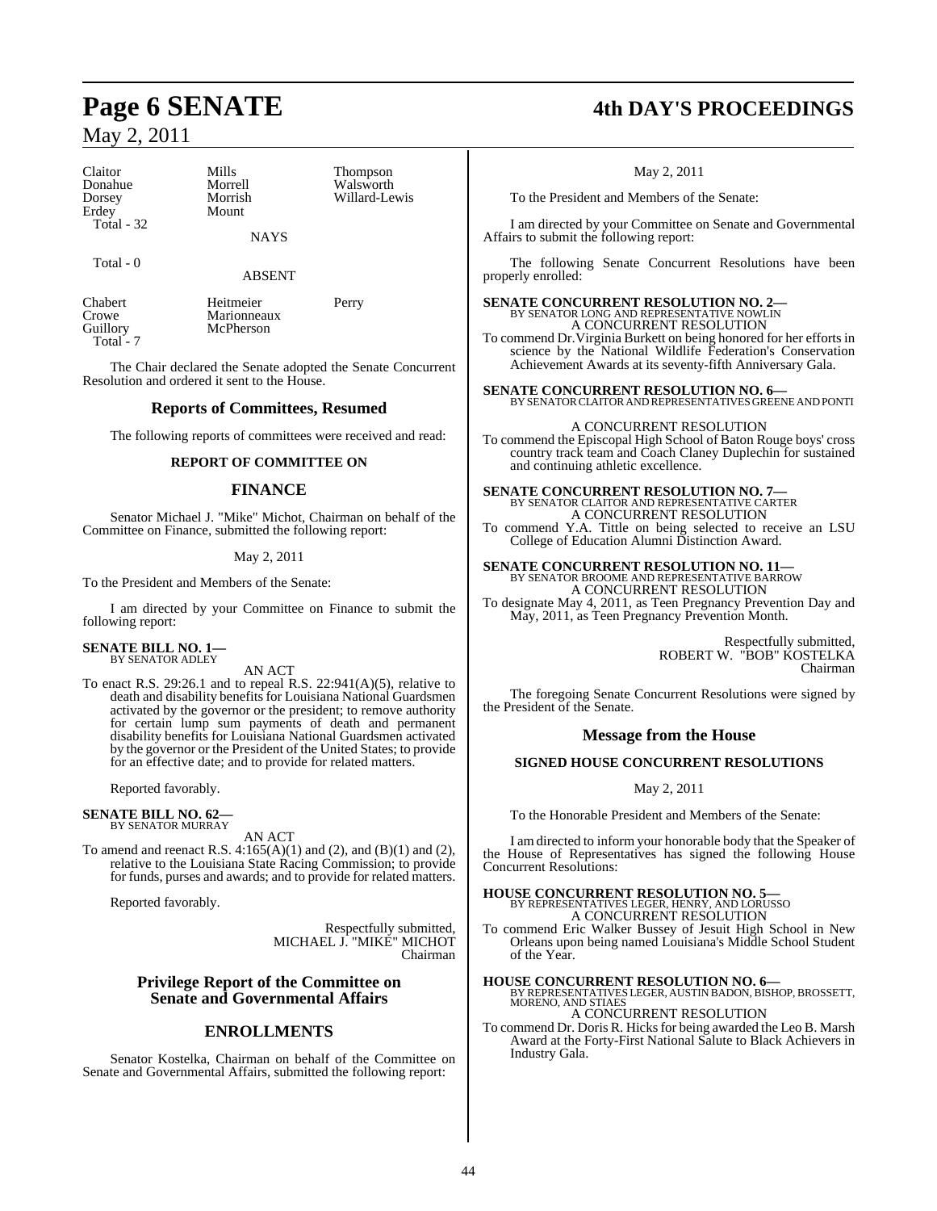| | | |
|---|---|---|
| Claitor | Mills | Thompson |
| Donahue | Morrell | Walsworth |
| Dorsey | Morrish | Willard-Lewis |
| Erdey | Mount | |
| Total - 32 | | |

NAYS

Total - 0

ABSENT

| | | |
|---|---|---|
| Chabert | Heitmeier | Perry |
| Crowe | Marionneaux | |
| Guillory | McPherson | |
| Total - 7 | | |

The Chair declared the Senate adopted the Senate Concurrent Resolution and ordered it sent to the House.

## Reports of Committees, Resumed

The following reports of committees were received and read:

### REPORT OF COMMITTEE ON

## FINANCE

Senator Michael J. "Mike" Michot, Chairman on behalf of the Committee on Finance, submitted the following report:

May 2, 2011

To the President and Members of the Senate:

I am directed by your Committee on Finance to submit the following report:

**SENATE BILL NO. 1—**
BY SENATOR ADLEY

AN ACT

To enact R.S. 29:26.1 and to repeal R.S. 22:941(A)(5), relative to death and disability benefits for Louisiana National Guardsmen activated by the governor or the president; to remove authority for certain lump sum payments of death and permanent disability benefits for Louisiana National Guardsmen activated by the governor or the President of the United States; to provide for an effective date; and to provide for related matters.

Reported favorably.

**SENATE BILL NO. 62—**
BY SENATOR MURRAY

AN ACT

To amend and reenact R.S. 4:165(A)(1) and (2), and (B)(1) and (2), relative to the Louisiana State Racing Commission; to provide for funds, purses and awards; and to provide for related matters.

Reported favorably.

Respectfully submitted,
MICHAEL J. "MIKE" MICHOT
Chairman

## Privilege Report of the Committee on Senate and Governmental Affairs

## ENROLLMENTS

Senator Kostelka, Chairman on behalf of the Committee on Senate and Governmental Affairs, submitted the following report:

May 2, 2011

To the President and Members of the Senate:

I am directed by your Committee on Senate and Governmental Affairs to submit the following report:

The following Senate Concurrent Resolutions have been properly enrolled:

**SENATE CONCURRENT RESOLUTION NO. 2—**
BY SENATOR LONG AND REPRESENTATIVE NOWLIN

A CONCURRENT RESOLUTION

To commend Dr. Virginia Burkett on being honored for her efforts in science by the National Wildlife Federation's Conservation Achievement Awards at its seventy-fifth Anniversary Gala.

**SENATE CONCURRENT RESOLUTION NO. 6—**
BY SENATOR CLAITOR AND REPRESENTATIVES GREENE AND PONTI

A CONCURRENT RESOLUTION

To commend the Episcopal High School of Baton Rouge boys' cross country track team and Coach Claney Duplechin for sustained and continuing athletic excellence.

**SENATE CONCURRENT RESOLUTION NO. 7—**
BY SENATOR CLAITOR AND REPRESENTATIVE CARTER

A CONCURRENT RESOLUTION

To commend Y.A. Tittle on being selected to receive an LSU College of Education Alumni Distinction Award.

**SENATE CONCURRENT RESOLUTION NO. 11—**
BY SENATOR BROOME AND REPRESENTATIVE BARROW

A CONCURRENT RESOLUTION

To designate May 4, 2011, as Teen Pregnancy Prevention Day and May, 2011, as Teen Pregnancy Prevention Month.

Respectfully submitted,
ROBERT W. "BOB" KOSTELKA
Chairman

The foregoing Senate Concurrent Resolutions were signed by the President of the Senate.

## Message from the House

### SIGNED HOUSE CONCURRENT RESOLUTIONS

May 2, 2011

To the Honorable President and Members of the Senate:

I am directed to inform your honorable body that the Speaker of the House of Representatives has signed the following House Concurrent Resolutions:

**HOUSE CONCURRENT RESOLUTION NO. 5—**
BY REPRESENTATIVES LEGER, HENRY, AND LORUSSO

A CONCURRENT RESOLUTION

To commend Eric Walker Bussey of Jesuit High School in New Orleans upon being named Louisiana's Middle School Student of the Year.

**HOUSE CONCURRENT RESOLUTION NO. 6—**
BY REPRESENTATIVES LEGER, AUSTIN BADON, BISHOP, BROSSETT, MORENO, AND STIAES

A CONCURRENT RESOLUTION

To commend Dr. Doris R. Hicks for being awarded the Leo B. Marsh Award at the Forty-First National Salute to Black Achievers in Industry Gala.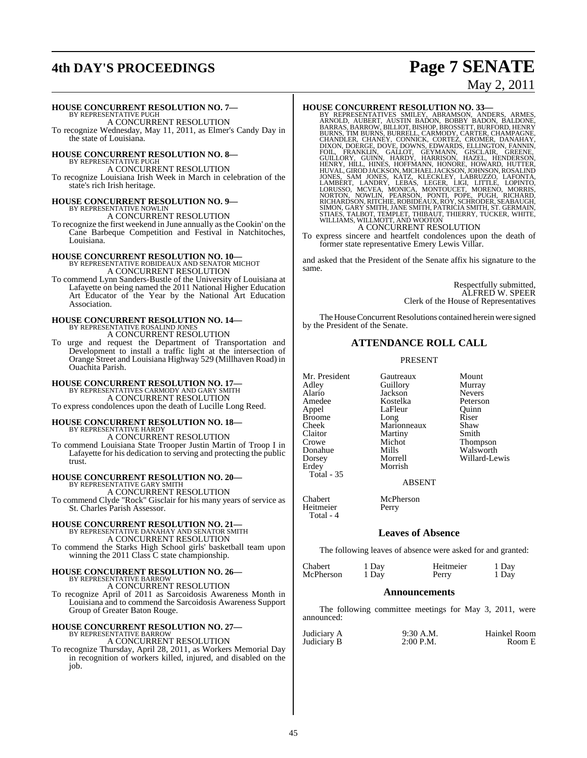**HOUSE CONCURRENT RESOLUTION NO. 7—**
BY REPRESENTATIVE PUGH
A CONCURRENT RESOLUTION
To recognize Wednesday, May 11, 2011, as Elmer's Candy Day in the state of Louisiana.

**HOUSE CONCURRENT RESOLUTION NO. 8—**
BY REPRESENTATIVE PUGH
A CONCURRENT RESOLUTION
To recognize Louisiana Irish Week in March in celebration of the state's rich Irish heritage.

**HOUSE CONCURRENT RESOLUTION NO. 9—**
BY REPRESENTATIVE NOWLIN
A CONCURRENT RESOLUTION
To recognize the first weekend in June annually as the Cookin' on the Cane Barbeque Competition and Festival in Natchitoches, Louisiana.

**HOUSE CONCURRENT RESOLUTION NO. 10—**
BY REPRESENTATIVE ROBIDEAUX AND SENATOR MICHOT
A CONCURRENT RESOLUTION
To commend Lynn Sanders-Bustle of the University of Louisiana at Lafayette on being named the 2011 National Higher Education Art Educator of the Year by the National Art Education Association.

**HOUSE CONCURRENT RESOLUTION NO. 14—**
BY REPRESENTATIVE ROSALIND JONES
A CONCURRENT RESOLUTION
To urge and request the Department of Transportation and Development to install a traffic light at the intersection of Orange Street and Louisiana Highway 529 (Millhaven Road) in Ouachita Parish.

**HOUSE CONCURRENT RESOLUTION NO. 17—**
BY REPRESENTATIVES CARMODY AND GARY SMITH
A CONCURRENT RESOLUTION
To express condolences upon the death of Lucille Long Reed.

**HOUSE CONCURRENT RESOLUTION NO. 18—**
BY REPRESENTATIVE HARDY
A CONCURRENT RESOLUTION
To commend Louisiana State Trooper Justin Martin of Troop I in Lafayette for his dedication to serving and protecting the public trust.

**HOUSE CONCURRENT RESOLUTION NO. 20—**
BY REPRESENTATIVE GARY SMITH
A CONCURRENT RESOLUTION
To commend Clyde "Rock" Gisclair for his many years of service as St. Charles Parish Assessor.

**HOUSE CONCURRENT RESOLUTION NO. 21—**
BY REPRESENTATIVE DANAHAY AND SENATOR SMITH
A CONCURRENT RESOLUTION
To commend the Starks High School girls' basketball team upon winning the 2011 Class C state championship.

**HOUSE CONCURRENT RESOLUTION NO. 26—**
BY REPRESENTATIVE BARROW
A CONCURRENT RESOLUTION
To recognize April of 2011 as Sarcoidosis Awareness Month in Louisiana and to commend the Sarcoidosis Awareness Support Group of Greater Baton Rouge.

**HOUSE CONCURRENT RESOLUTION NO. 27—**
BY REPRESENTATIVE BARROW
A CONCURRENT RESOLUTION
To recognize Thursday, April 28, 2011, as Workers Memorial Day in recognition of workers killed, injured, and disabled on the job.

**HOUSE CONCURRENT RESOLUTION NO. 33—**
BY REPRESENTATIVES SMILEY, ABRAMSON, ANDERS, ARMES, ARNOLD, AUBERT, AUSTIN BADON, BOBBY BADON, BALDONE, BARRAS, BARROW, BILLIOT, BISHOP, BROSSETT, BURFORD, HENRY BURNS, TIM BURNS, BURRELL, CARMODY, CARTER, CHAMPAGNE, CHANDLER, CHANEY, CONNICK, CORTEZ, CROMER, DANAHAY, DIXON, DOERGE, DOVE, DOWNS, EDWARDS, ELLINGTON, FANNIN, FOIL, FRANKLIN, GALLOT, GEYMANN, GISCLAIR, GREENE, GUILLORY, GUINN, HARDY, HARRISON, HAZEL, HENDERSON, HENRY, HILL, HINES, HOFFMANN, HONORE, HOWARD, HUTTER, HUVAL, GIROD JACKSON, MICHAEL JACKSON, JOHNSON, ROSALIND JONES, SAM JONES, KATZ, KLECKLEY, LABRUZZO, LAFONTA, LAMBERT, LANDRY, LEBAS, LEGER, LIGI, LITTLE, LOPINTO, LORUSSO, MCVEA, MONICA, MONTOUCET, MORENO, MORRIS, NORTON, NOWLIN, PEARSON, PONTI, POPE, PUGH, RICHARD, RICHARDSON, RITCHIE, ROBIDEAUX, ROY, SCHRODER, SEABAUGH, SIMON, GARY SMITH, JANE SMITH, PATRICIA SMITH, ST. GERMAIN, STIAES, TALBOT, TEMPLET, THIBAUT, THIERRY, TUCKER, WHITE, WILLIAMS, WILLMOTT, AND WOOTON
A CONCURRENT RESOLUTION
To express sincere and heartfelt condolences upon the death of former state representative Emery Lewis Villar.

and asked that the President of the Senate affix his signature to the same.

Respectfully submitted,
ALFRED W. SPEER
Clerk of the House of Representatives

The House Concurrent Resolutions contained herein were signed by the President of the Senate.

## ATTENDANCE ROLL CALL

PRESENT

| | | |
|---|---|---|
| Mr. President | Gautreaux | Mount |
| Adley | Guillory | Murray |
| Alario | Jackson | Nevers |
| Amedee | Kostelka | Peterson |
| Appel | LaFleur | Quinn |
| Broome | Long | Riser |
| Cheek | Marionneaux | Shaw |
| Claitor | Martiny | Smith |
| Crowe | Michot | Thompson |
| Donahue | Mills | Walsworth |
| Dorsey | Morrell | Willard-Lewis |
| Erdey | Morrish | |
| Total - 35 | | |

ABSENT

| | |
|---|---|
| Chabert | McPherson |
| Heitmeier | Perry |
| Total - 4 | |

## Leaves of Absence

The following leaves of absence were asked for and granted:

| | | | |
|---|---|---|---|
| Chabert | 1 Day | Heitmeier | 1 Day |
| McPherson | 1 Day | Perry | 1 Day |

## Announcements

The following committee meetings for May 3, 2011, were announced:

| | | |
|---|---|---|
| Judiciary A | 9:30 A.M. | Hainkel Room |
| Judiciary B | 2:00 P.M. | Room E |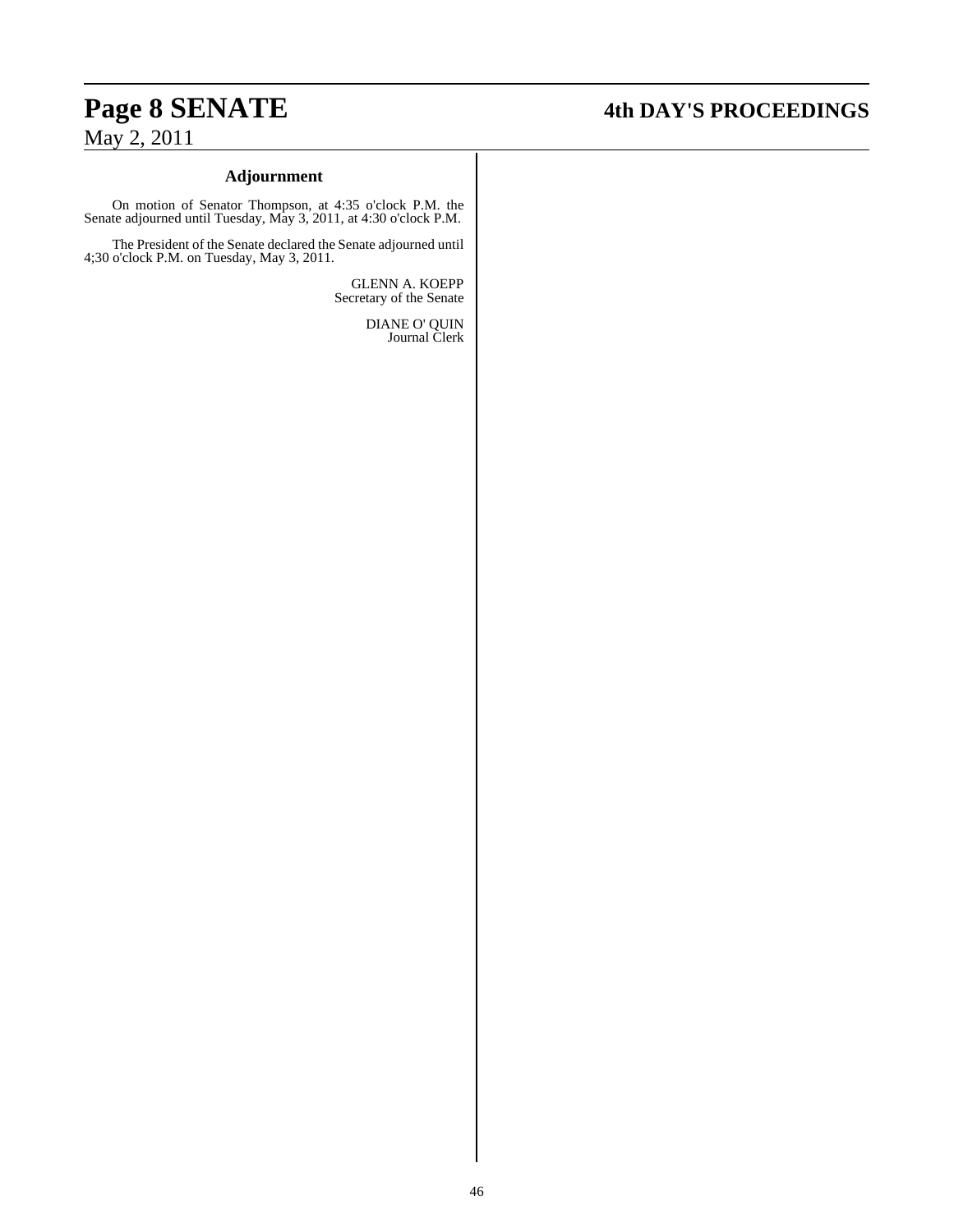### Adjournment

On motion of Senator Thompson, at 4:35 o'clock P.M. the Senate adjourned until Tuesday, May 3, 2011, at 4:30 o'clock P.M.

The President of the Senate declared the Senate adjourned until 4;30 o'clock P.M. on Tuesday, May 3, 2011.

GLENN A. KOEPP
Secretary of the Senate

DIANE O' QUIN
Journal Clerk